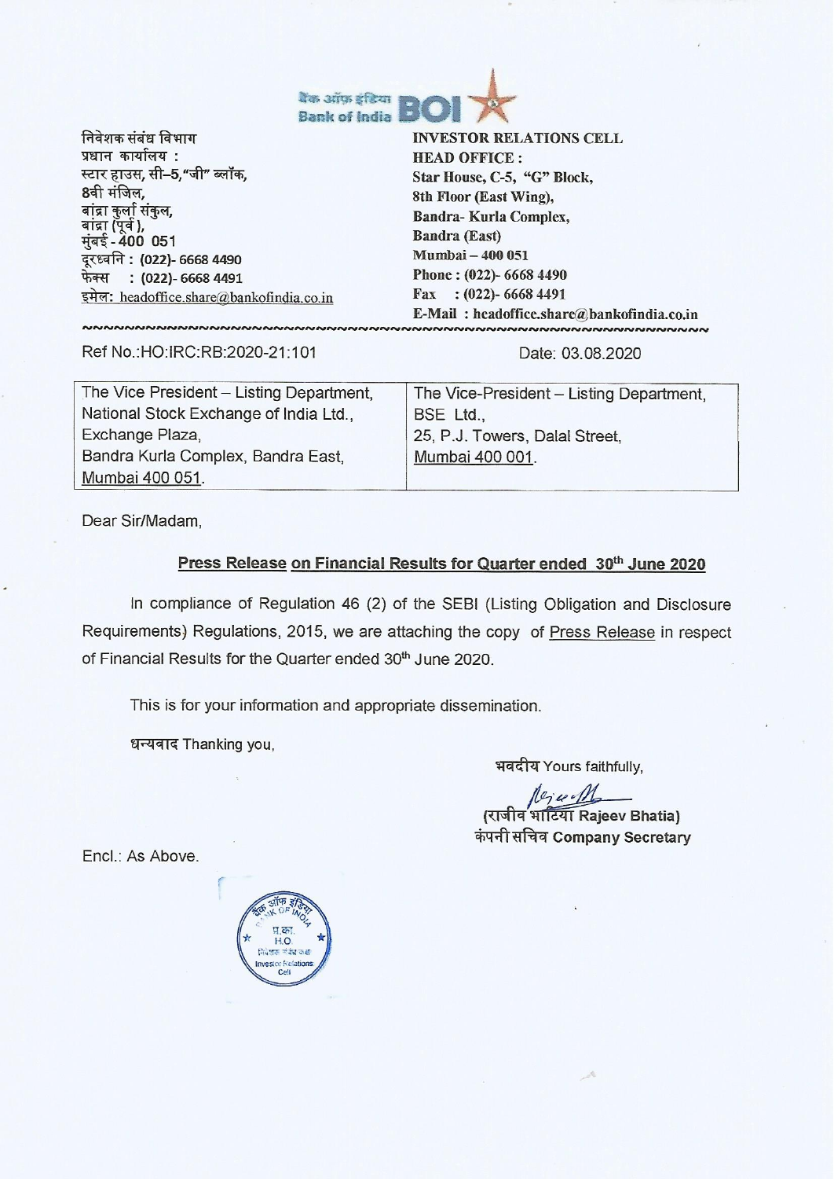बैंक ऑफ़ इंडिया Bank of India BOI

निवेशक संबंध विभाग
प्रधान कार्यालय :
स्टार हाउस, सी–5, "जी" ब्लॉक,
8वी मंजिल,
बांद्रा कुर्ला संकुल,
बांद्रा (पूर्व ),
मुंबई - 400 051
दूरध्वनि : (022)- 6668 4490
फेक्स : (022)- 6668 4491
इमेल: headoffice.share@bankofindia.co.in

**INVESTOR RELATIONS CELL**
**HEAD OFFICE :**
**Star House, C-5, "G" Block,**
**8th Floor (East Wing),**
**Bandra- Kurla Complex,**
**Bandra (East)**
**Mumbai – 400 051**
**Phone : (022)- 6668 4490**
**Fax : (022)- 6668 4491**
**E-Mail : headoffice.share@bankofindia.co.in**

Ref No.:HO:IRC:RB:2020-21:101

Date: 03.08.2020

| | |
|---|---|
| The Vice President – Listing Department,<br>National Stock Exchange of India Ltd.,<br>Exchange Plaza,<br>Bandra Kurla Complex, Bandra East,<br>Mumbai 400 051. | The Vice-President – Listing Department,<br>BSE Ltd.,<br>25, P.J. Towers, Dalal Street,<br>Mumbai 400 001. |

Dear Sir/Madam,

**Press Release on Financial Results for Quarter ended 30th June 2020**

In compliance of Regulation 46 (2) of the SEBI (Listing Obligation and Disclosure Requirements) Regulations, 2015, we are attaching the copy of Press Release in respect of Financial Results for the Quarter ended 30th June 2020.

This is for your information and appropriate dissemination.

धन्यवाद Thanking you,

भवदीय Yours faithfully,

(राजीव भाटिया **Rajeev Bhatia)**
कंपनी सचिव **Company Secretary**

Encl.: As Above.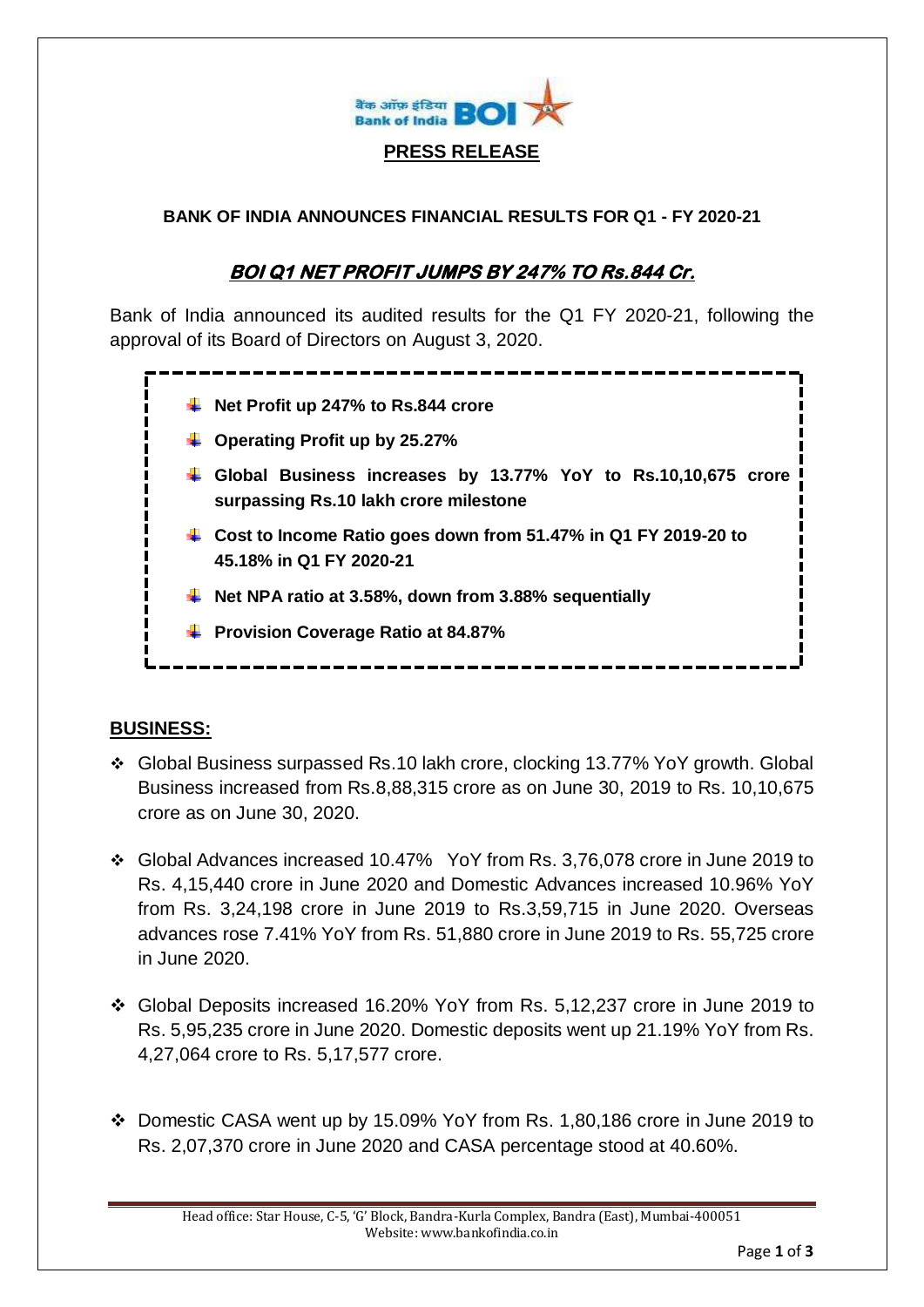**PRESS RELEASE**

**BANK OF INDIA ANNOUNCES FINANCIAL RESULTS FOR Q1 - FY 2020-21**

## ***BOI Q1 NET PROFIT JUMPS BY 247% TO Rs.844 Cr.***

Bank of India announced its audited results for the Q1 FY 2020-21, following the approval of its Board of Directors on August 3, 2020.

- **Net Profit up 247% to Rs.844 crore**
- **Operating Profit up by 25.27%**
- **Global Business increases by 13.77% YoY to Rs.10,10,675 crore surpassing Rs.10 lakh crore milestone**
- **Cost to Income Ratio goes down from 51.47% in Q1 FY 2019-20 to 45.18% in Q1 FY 2020-21**
- **Net NPA ratio at 3.58%, down from 3.88% sequentially**
- **Provision Coverage Ratio at 84.87%**

## BUSINESS:

- Global Business surpassed Rs.10 lakh crore, clocking 13.77% YoY growth. Global Business increased from Rs.8,88,315 crore as on June 30, 2019 to Rs. 10,10,675 crore as on June 30, 2020.
- Global Advances increased 10.47% YoY from Rs. 3,76,078 crore in June 2019 to Rs. 4,15,440 crore in June 2020 and Domestic Advances increased 10.96% YoY from Rs. 3,24,198 crore in June 2019 to Rs.3,59,715 in June 2020. Overseas advances rose 7.41% YoY from Rs. 51,880 crore in June 2019 to Rs. 55,725 crore in June 2020.
- Global Deposits increased 16.20% YoY from Rs. 5,12,237 crore in June 2019 to Rs. 5,95,235 crore in June 2020. Domestic deposits went up 21.19% YoY from Rs. 4,27,064 crore to Rs. 5,17,577 crore.
- Domestic CASA went up by 15.09% YoY from Rs. 1,80,186 crore in June 2019 to Rs. 2,07,370 crore in June 2020 and CASA percentage stood at 40.60%.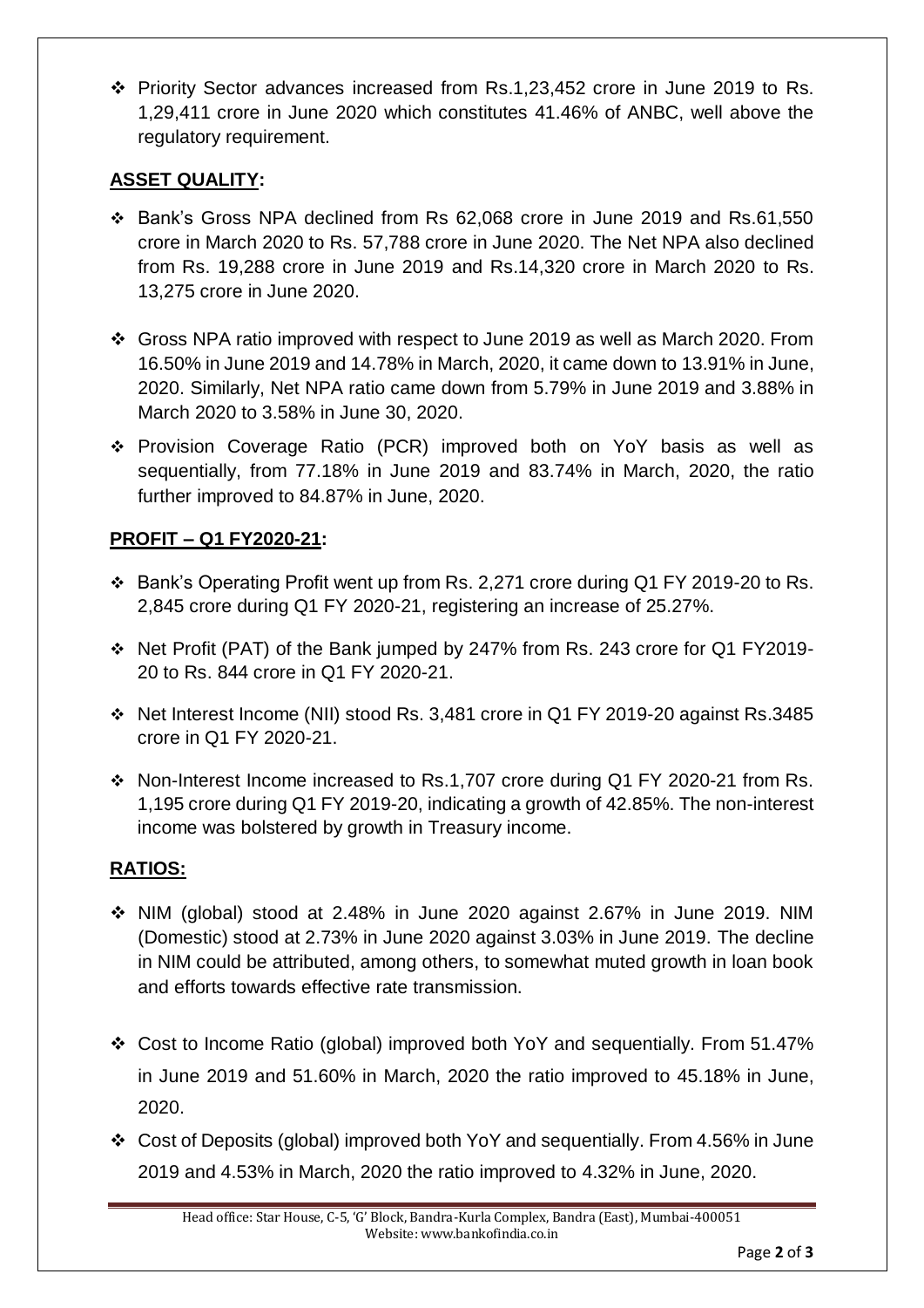- Priority Sector advances increased from Rs.1,23,452 crore in June 2019 to Rs. 1,29,411 crore in June 2020 which constitutes 41.46% of ANBC, well above the regulatory requirement.

## ASSET QUALITY:

- Bank's Gross NPA declined from Rs 62,068 crore in June 2019 and Rs.61,550 crore in March 2020 to Rs. 57,788 crore in June 2020. The Net NPA also declined from Rs. 19,288 crore in June 2019 and Rs.14,320 crore in March 2020 to Rs. 13,275 crore in June 2020.

- Gross NPA ratio improved with respect to June 2019 as well as March 2020. From 16.50% in June 2019 and 14.78% in March, 2020, it came down to 13.91% in June, 2020. Similarly, Net NPA ratio came down from 5.79% in June 2019 and 3.88% in March 2020 to 3.58% in June 30, 2020.

- Provision Coverage Ratio (PCR) improved both on YoY basis as well as sequentially, from 77.18% in June 2019 and 83.74% in March, 2020, the ratio further improved to 84.87% in June, 2020.

## PROFIT – Q1 FY2020-21:

- Bank's Operating Profit went up from Rs. 2,271 crore during Q1 FY 2019-20 to Rs. 2,845 crore during Q1 FY 2020-21, registering an increase of 25.27%.

- Net Profit (PAT) of the Bank jumped by 247% from Rs. 243 crore for Q1 FY2019-20 to Rs. 844 crore in Q1 FY 2020-21.

- Net Interest Income (NII) stood Rs. 3,481 crore in Q1 FY 2019-20 against Rs.3485 crore in Q1 FY 2020-21.

- Non-Interest Income increased to Rs.1,707 crore during Q1 FY 2020-21 from Rs. 1,195 crore during Q1 FY 2019-20, indicating a growth of 42.85%. The non-interest income was bolstered by growth in Treasury income.

## RATIOS:

- NIM (global) stood at 2.48% in June 2020 against 2.67% in June 2019. NIM (Domestic) stood at 2.73% in June 2020 against 3.03% in June 2019. The decline in NIM could be attributed, among others, to somewhat muted growth in loan book and efforts towards effective rate transmission.

- Cost to Income Ratio (global) improved both YoY and sequentially. From 51.47% in June 2019 and 51.60% in March, 2020 the ratio improved to 45.18% in June, 2020.

- Cost of Deposits (global) improved both YoY and sequentially. From 4.56% in June 2019 and 4.53% in March, 2020 the ratio improved to 4.32% in June, 2020.

Head office: Star House, C-5, 'G' Block, Bandra-Kurla Complex, Bandra (East), Mumbai-400051
Website: www.bankofindia.co.in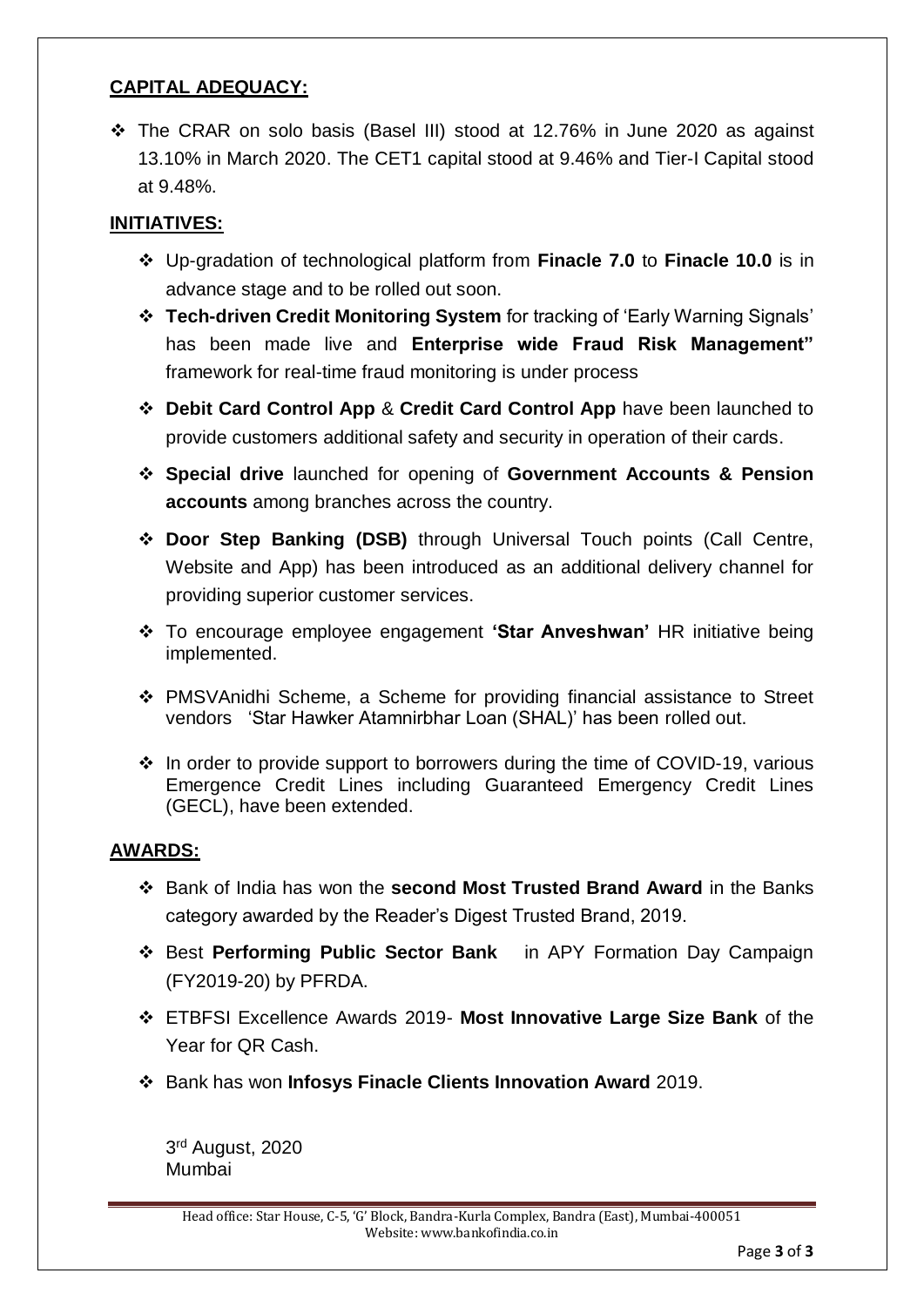## CAPITAL ADEQUACY:

- The CRAR on solo basis (Basel III) stood at 12.76% in June 2020 as against 13.10% in March 2020. The CET1 capital stood at 9.46% and Tier-I Capital stood at 9.48%.

## INITIATIVES:

- Up-gradation of technological platform from **Finacle 7.0** to **Finacle 10.0** is in advance stage and to be rolled out soon.
- **Tech-driven Credit Monitoring System** for tracking of 'Early Warning Signals' has been made live and **Enterprise wide Fraud Risk Management"** framework for real-time fraud monitoring is under process
- **Debit Card Control App** & **Credit Card Control App** have been launched to provide customers additional safety and security in operation of their cards.
- **Special drive** launched for opening of **Government Accounts & Pension accounts** among branches across the country.
- **Door Step Banking (DSB)** through Universal Touch points (Call Centre, Website and App) has been introduced as an additional delivery channel for providing superior customer services.
- To encourage employee engagement **'Star Anveshwan'** HR initiative being implemented.
- PMSVAnidhi Scheme, a Scheme for providing financial assistance to Street vendors 'Star Hawker Atamnirbhar Loan (SHAL)' has been rolled out.
- In order to provide support to borrowers during the time of COVID-19, various Emergence Credit Lines including Guaranteed Emergency Credit Lines (GECL), have been extended.

## AWARDS:

- Bank of India has won the **second Most Trusted Brand Award** in the Banks category awarded by the Reader's Digest Trusted Brand, 2019.
- Best **Performing Public Sector Bank** in APY Formation Day Campaign (FY2019-20) by PFRDA.
- ETBFSI Excellence Awards 2019- **Most Innovative Large Size Bank** of the Year for QR Cash.
- Bank has won **Infosys Finacle Clients Innovation Award** 2019.

3rd August, 2020
Mumbai

Head office: Star House, C-5, 'G' Block, Bandra-Kurla Complex, Bandra (East), Mumbai-400051
Website: www.bankofindia.co.in